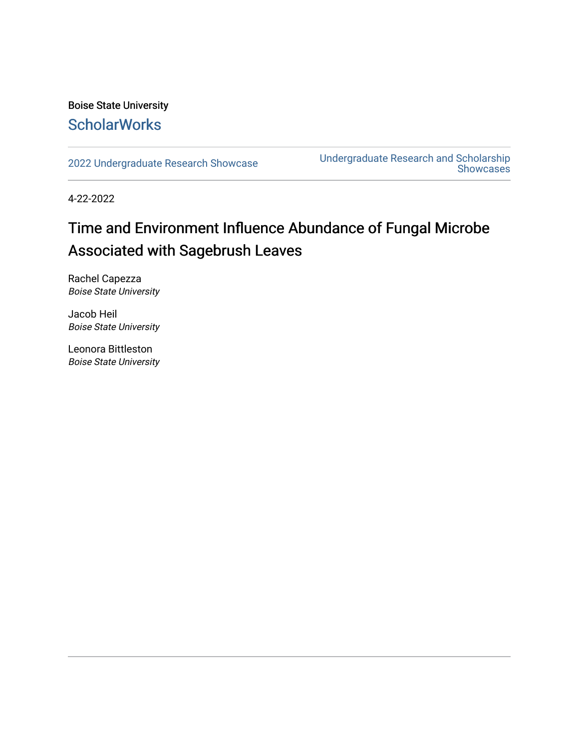Boise State University

ScholarWorks

2022 Undergraduate Research Showcase

Undergraduate Research and Scholarship Showcases

4-22-2022

# Time and Environment Influence Abundance of Fungal Microbe Associated with Sagebrush Leaves

Rachel Capezza
*Boise State University*

Jacob Heil
*Boise State University*

Leonora Bittleston
*Boise State University*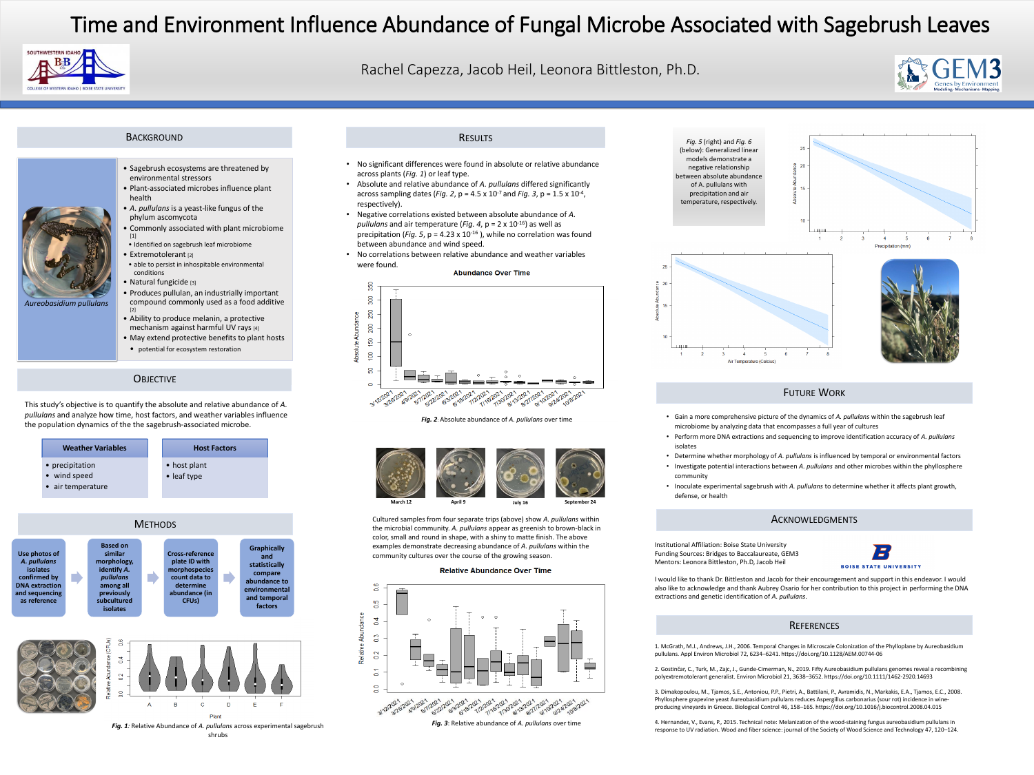# Time and Environment Influence Abundance of Fungal Microbe Associated with Sagebrush Leaves

Rachel Capezza, Jacob Heil, Leonora Bittleston, Ph.D.

## Background

- Sagebrush ecosystems are threatened by environmental stressors
- Plant-associated microbes influence plant health
- *A. pullulans* is a yeast-like fungus of the phylum ascomycota
- Commonly associated with plant microbiome [1]
  - Identified on sagebrush leaf microbiome
- Extremotolerant [2]
  - able to persist in inhospitable environmental conditions
- Natural fungicide [3]
- Produces pullulan, an industrially important compound commonly used as a food additive [2]
- Ability to produce melanin, a protective mechanism against harmful UV rays [4]
- May extend protective benefits to plant hosts
  - potential for ecosystem restoration

*Aureobasidium pullulans*

## Objective

This study's objective is to quantify the absolute and relative abundance of *A. pullulans* and analyze how time, host factors, and weather variables influence the population dynamics of the the sagebrush-associated microbe.

| Weather Variables | Host Factors |
|---|---|
| • precipitation<br>• wind speed<br>• air temperature | • host plant<br>• leaf type |

## Methods

Use photos of *A. pullulans* isolates confirmed by DNA extraction and sequencing as reference → Based on similar morphology, identify *A. pullulans* among all previously subcultured isolates → Cross-reference plate ID with morphospecies count data to determine abundance (in CFUs) → Graphically and statistically compare abundance to environmental and temporal factors

Relative Abundance (CFUs)
0.0 0.2 0.4 0.6
A B C D E F
Plant

**Fig. 1**: Relative Abundance of *A. pullulans* across experimental sagebrush shrubs

## Results

- No significant differences were found in absolute or relative abundance across plants (*Fig. 1*) or leaf type.
- Absolute and relative abundance of *A. pullulans* differed significantly across sampling dates (*Fig. 2*, $p = 4.5 \times 10^{-7}$ and *Fig. 3*, $p = 1.5 \times 10^{-4}$, respectively).
- Negative correlations existed between absolute abundance of *A. pullulans* and air temperature (*Fig. 4*, $p = 2 \times 10^{-16}$) as well as precipitation (*Fig. 5*, $p = 4.23 \times 10^{-16}$ ), while no correlation was found between abundance and wind speed.
- No correlations between relative abundance and weather variables were found.

Abundance Over Time
Absolute Abundance
0 50 100 150 200 250 300 350
3/12/2021 3/26/2021 4/9/2021 5/7/2021 5/22/2021 6/3/2021 6/18/2021 7/2/2021 7/16/2021 7/30/2021 8/13/2021 8/27/2021 9/10/2021 9/24/2021 10/8/2021

**Fig. 2**: Absolute abundance of *A. pullulans* over time

March 12 · April 9 · July 16 · September 24

Cultured samples from four separate trips (above) show *A. pullulans* within the microbial community. *A. pullulans* appear as greenish to brown-black in color, small and round in shape, with a shiny to matte finish. The above examples demonstrate decreasing abundance of *A. pullulans* within the community cultures over the course of the growing season.

Relative Abundance Over Time
Relative Abundance
0.0 0.1 0.2 0.3 0.4 0.5 0.6
3/12/2021 3/26/2021 4/9/2021 5/7/2021 5/22/2021 6/3/2021 6/18/2021 7/2/2021 7/16/2021 7/30/2021 8/13/2021 8/27/2021 9/10/2021 9/24/2021 10/8/2021

**Fig. 3**: Relative abundance of *A. pullulans* over time

*Fig. 5* (right) and *Fig. 6* (below): Generalized linear models demonstrate a negative relationship between absolute abundance of *A. pullulans* with precipitation and air temperature, respectively.

Absolute Abundance
10 15 20 25
1 2 3 4 5 6 7 8
Precipitation (mm)

Absolute Abundance
10 15 20 25
1 2 3 4 5 6 7 8
Air Temperature (Celsius)

## Future Work

- Gain a more comprehensive picture of the dynamics of *A. pullulans* within the sagebrush leaf microbiome by analyzing data that encompasses a full year of cultures
- Perform more DNA extractions and sequencing to improve identification accuracy of *A. pullulans* isolates
- Determine whether morphology of *A. pullulans* is influenced by temporal or environmental factors
- Investigate potential interactions between *A. pullulans* and other microbes within the phyllosphere community
- Inoculate experimental sagebrush with *A. pullulans* to determine whether it affects plant growth, defense, or health

## Acknowledgments

Institutional Affiliation: Boise State University
Funding Sources: Bridges to Baccalaureate, GEM3
Mentors: Leonora Bittleston, Ph.D, Jacob Heil

I would like to thank Dr. Bittleston and Jacob for their encouragement and support in this endeavor. I would also like to acknowledge and thank Aubrey Osario for her contribution to this project in performing the DNA extractions and genetic identification of *A. pullulans*.

## References

1. McGrath, M.J., Andrews, J.H., 2006. Temporal Changes in Microscale Colonization of the Phylloplane by Aureobasidium pullulans. Appl Environ Microbiol 72, 6234–6241. https://doi.org/10.1128/AEM.00744-06

2. Gostinčar, C., Turk, M., Zajc, J., Gunde-Cimerman, N., 2019. Fifty Aureobasidium pullulans genomes reveal a recombining polyextremotolerant generalist. Environ Microbiol 21, 3638–3652. https://doi.org/10.1111/1462-2920.14693

3. Dimakopoulou, M., Tjamos, S.E., Antoniou, P.P., Pietri, A., Battilani, P., Avramidis, N., Markakis, E.A., Tjamos, E.C., 2008. Phyllosphere grapevine yeast Aureobasidium pullulans reduces Aspergillus carbonarius (sour rot) incidence in wine-producing vineyards in Greece. Biological Control 46, 158–165. https://doi.org/10.1016/j.biocontrol.2008.04.015

4. Hernandez, V., Evans, P., 2015. Technical note: Melanization of the wood-staining fungus aureobasidium pullulans in response to UV radiation. Wood and fiber science: journal of the Society of Wood Science and Technology 47, 120–124.